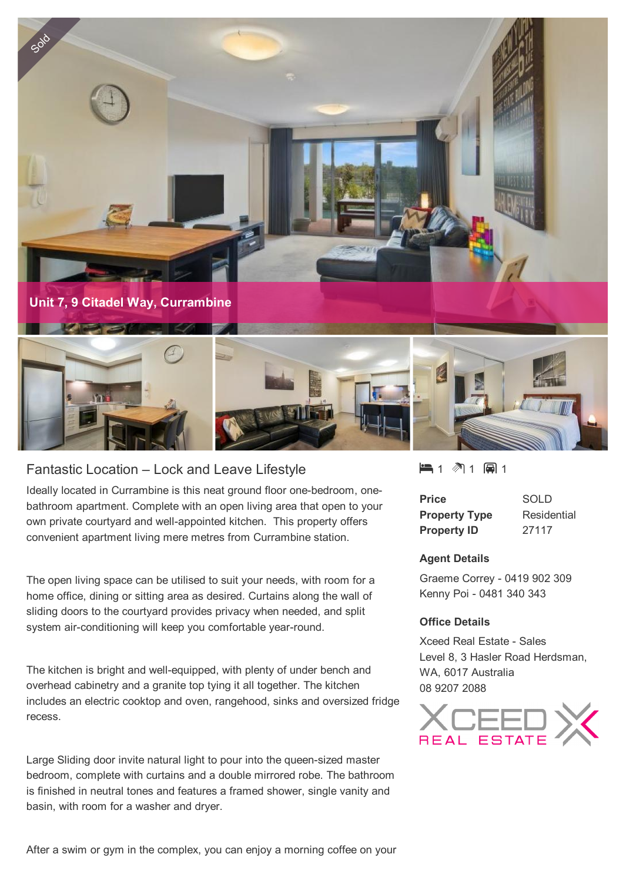Sold

**Unit 7, 9 Citadel Way, Currambine**

## Fantastic Location – Lock and Leave Lifestyle

Ideally located in Currambine is this neat ground floor one-bedroom, one-bathroom apartment. Complete with an open living area that open to your own private courtyard and well-appointed kitchen. This property offers convenient apartment living mere metres from Currambine station.

The open living space can be utilised to suit your needs, with room for a home office, dining or sitting area as desired. Curtains along the wall of sliding doors to the courtyard provides privacy when needed, and split system air-conditioning will keep you comfortable year-round.

The kitchen is bright and well-equipped, with plenty of under bench and overhead cabinetry and a granite top tying it all together. The kitchen includes an electric cooktop and oven, rangehood, sinks and oversized fridge recess.

Large Sliding door invite natural light to pour into the queen-sized master bedroom, complete with curtains and a double mirrored robe. The bathroom is finished in neutral tones and features a framed shower, single vanity and basin, with room for a washer and dryer.

After a swim or gym in the complex, you can enjoy a morning coffee on your

1 1 1

| | |
|---|---|
| **Price** | SOLD |
| **Property Type** | Residential |
| **Property ID** | 27117 |

**Agent Details**

Graeme Correy - 0419 902 309
Kenny Poi - 0481 340 343

**Office Details**

Xceed Real Estate - Sales
Level 8, 3 Hasler Road Herdsman, WA, 6017 Australia
08 9207 2088

XCEED REAL ESTATE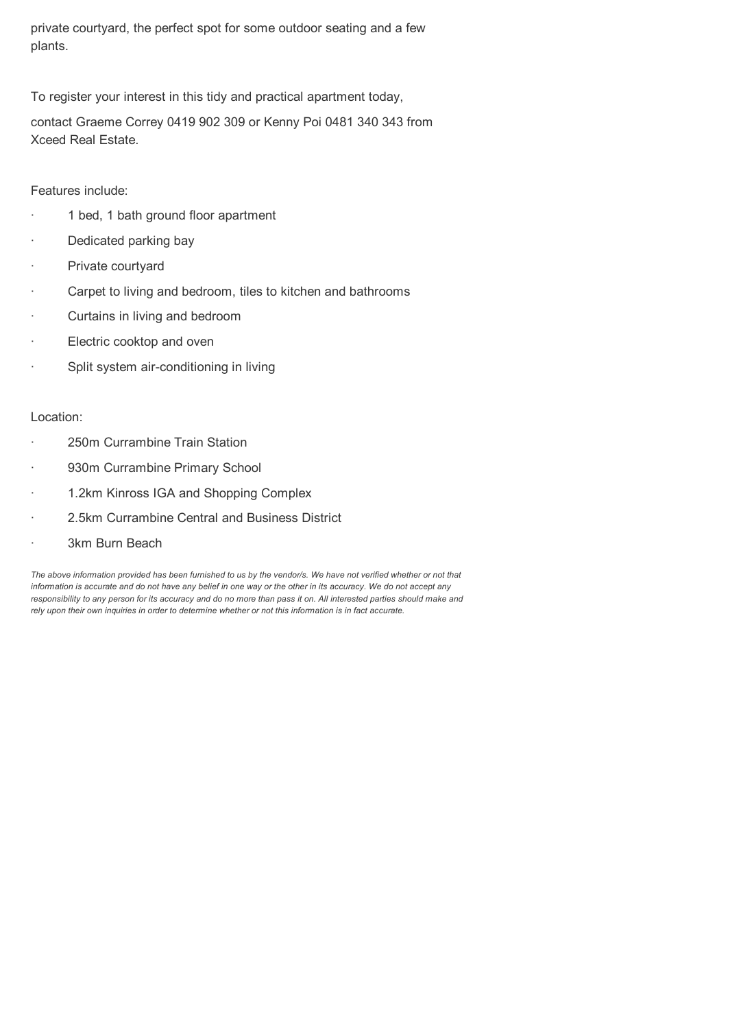private courtyard, the perfect spot for some outdoor seating and a few plants.

To register your interest in this tidy and practical apartment today,

contact Graeme Correy 0419 902 309 or Kenny Poi 0481 340 343 from Xceed Real Estate.

Features include:

- 1 bed, 1 bath ground floor apartment
- Dedicated parking bay
- Private courtyard
- Carpet to living and bedroom, tiles to kitchen and bathrooms
- Curtains in living and bedroom
- Electric cooktop and oven
- Split system air-conditioning in living

Location:

- 250m Currambine Train Station
- 930m Currambine Primary School
- 1.2km Kinross IGA and Shopping Complex
- 2.5km Currambine Central and Business District
- 3km Burn Beach

*The above information provided has been furnished to us by the vendor/s. We have not verified whether or not that information is accurate and do not have any belief in one way or the other in its accuracy. We do not accept any responsibility to any person for its accuracy and do no more than pass it on. All interested parties should make and rely upon their own inquiries in order to determine whether or not this information is in fact accurate.*